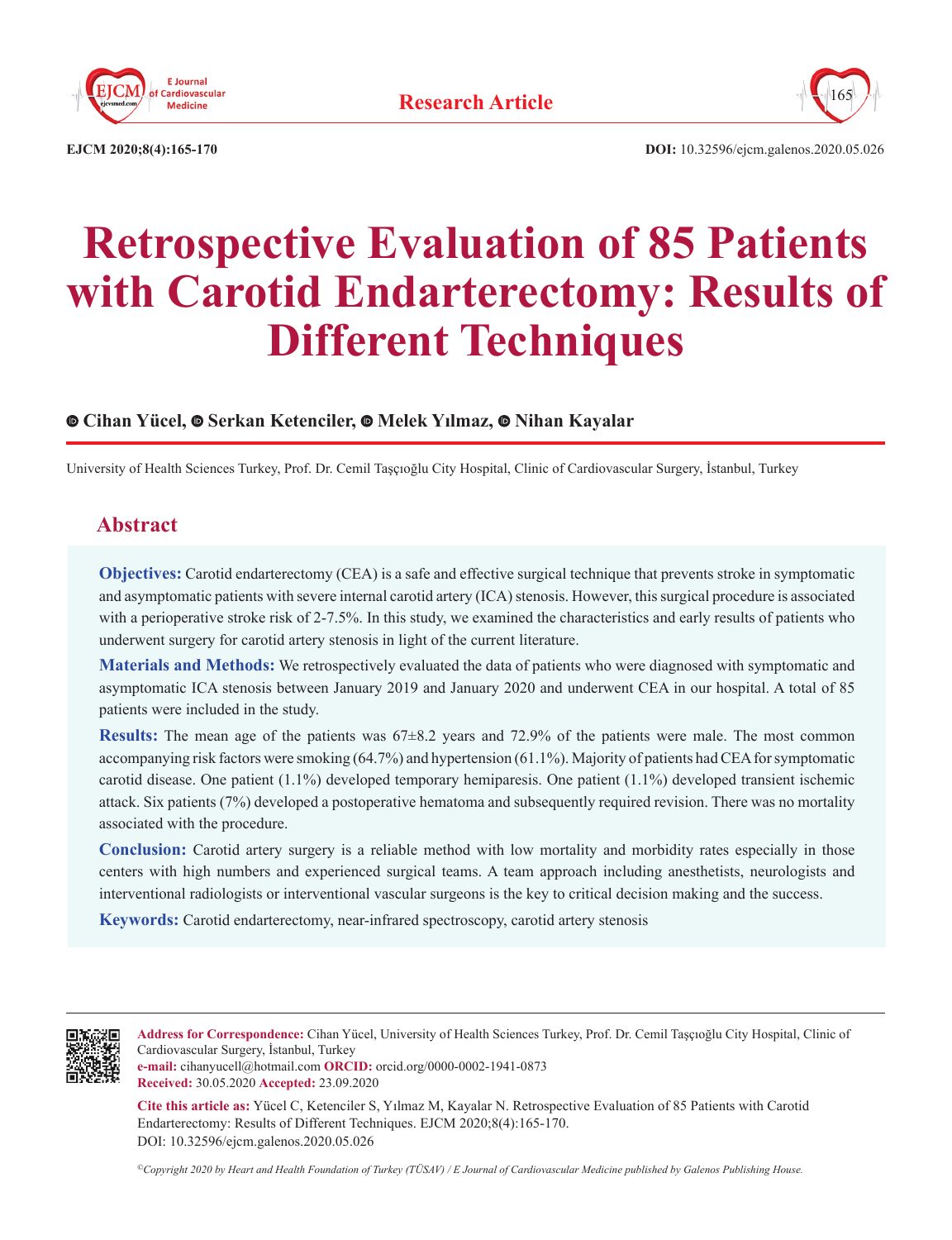Research Article

# Retrospective Evaluation of 85 Patients with Carotid Endarterectomy: Results of Different Techniques

**Cihan Yücel, Serkan Ketenciler, Melek Yılmaz, Nihan Kayalar**

University of Health Sciences Turkey, Prof. Dr. Cemil Taşçıoğlu City Hospital, Clinic of Cardiovascular Surgery, İstanbul, Turkey

## Abstract

**Objectives:** Carotid endarterectomy (CEA) is a safe and effective surgical technique that prevents stroke in symptomatic and asymptomatic patients with severe internal carotid artery (ICA) stenosis. However, this surgical procedure is associated with a perioperative stroke risk of 2-7.5%. In this study, we examined the characteristics and early results of patients who underwent surgery for carotid artery stenosis in light of the current literature.

**Materials and Methods:** We retrospectively evaluated the data of patients who were diagnosed with symptomatic and asymptomatic ICA stenosis between January 2019 and January 2020 and underwent CEA in our hospital. A total of 85 patients were included in the study.

**Results:** The mean age of the patients was 67±8.2 years and 72.9% of the patients were male. The most common accompanying risk factors were smoking (64.7%) and hypertension (61.1%). Majority of patients had CEA for symptomatic carotid disease. One patient (1.1%) developed temporary hemiparesis. One patient (1.1%) developed transient ischemic attack. Six patients (7%) developed a postoperative hematoma and subsequently required revision. There was no mortality associated with the procedure.

**Conclusion:** Carotid artery surgery is a reliable method with low mortality and morbidity rates especially in those centers with high numbers and experienced surgical teams. A team approach including anesthetists, neurologists and interventional radiologists or interventional vascular surgeons is the key to critical decision making and the success.

**Keywords:** Carotid endarterectomy, near-infrared spectroscopy, carotid artery stenosis

---

**Address for Correspondence:** Cihan Yücel, University of Health Sciences Turkey, Prof. Dr. Cemil Taşçıoğlu City Hospital, Clinic of Cardiovascular Surgery, İstanbul, Turkey
**e-mail:** cihanyucell@hotmail.com **ORCID:** orcid.org/0000-0002-1941-0873
**Received:** 30.05.2020 **Accepted:** 23.09.2020

**Cite this article as:** Yücel C, Ketenciler S, Yılmaz M, Kayalar N. Retrospective Evaluation of 85 Patients with Carotid Endarterectomy: Results of Different Techniques. EJCM 2020;8(4):165-170.
DOI: 10.32596/ejcm.galenos.2020.05.026

*©Copyright 2020 by Heart and Health Foundation of Turkey (TÜSAV) / E Journal of Cardiovascular Medicine published by Galenos Publishing House.*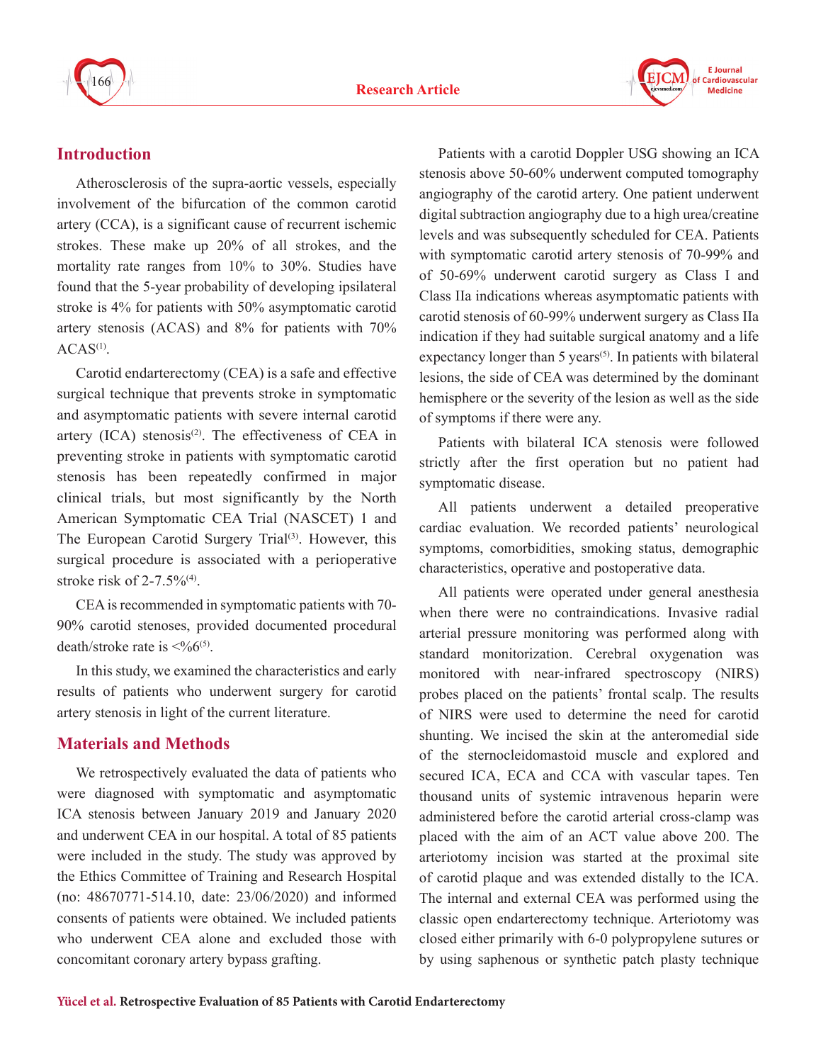## Introduction

Atherosclerosis of the supra-aortic vessels, especially involvement of the bifurcation of the common carotid artery (CCA), is a significant cause of recurrent ischemic strokes. These make up 20% of all strokes, and the mortality rate ranges from 10% to 30%. Studies have found that the 5-year probability of developing ipsilateral stroke is 4% for patients with 50% asymptomatic carotid artery stenosis (ACAS) and 8% for patients with 70% ACAS[1].

Carotid endarterectomy (CEA) is a safe and effective surgical technique that prevents stroke in symptomatic and asymptomatic patients with severe internal carotid artery (ICA) stenosis[2]. The effectiveness of CEA in preventing stroke in patients with symptomatic carotid stenosis has been repeatedly confirmed in major clinical trials, but most significantly by the North American Symptomatic CEA Trial (NASCET) 1 and The European Carotid Surgery Trial[3]. However, this surgical procedure is associated with a perioperative stroke risk of 2-7.5%[4].

CEA is recommended in symptomatic patients with 70-90% carotid stenoses, provided documented procedural death/stroke rate is <%6[5].

In this study, we examined the characteristics and early results of patients who underwent surgery for carotid artery stenosis in light of the current literature.

## Materials and Methods

We retrospectively evaluated the data of patients who were diagnosed with symptomatic and asymptomatic ICA stenosis between January 2019 and January 2020 and underwent CEA in our hospital. A total of 85 patients were included in the study. The study was approved by the Ethics Committee of Training and Research Hospital (no: 48670771-514.10, date: 23/06/2020) and informed consents of patients were obtained. We included patients who underwent CEA alone and excluded those with concomitant coronary artery bypass grafting.

Patients with a carotid Doppler USG showing an ICA stenosis above 50-60% underwent computed tomography angiography of the carotid artery. One patient underwent digital subtraction angiography due to a high urea/creatine levels and was subsequently scheduled for CEA. Patients with symptomatic carotid artery stenosis of 70-99% and of 50-69% underwent carotid surgery as Class I and Class IIa indications whereas asymptomatic patients with carotid stenosis of 60-99% underwent surgery as Class IIa indication if they had suitable surgical anatomy and a life expectancy longer than 5 years[5]. In patients with bilateral lesions, the side of CEA was determined by the dominant hemisphere or the severity of the lesion as well as the side of symptoms if there were any.

Patients with bilateral ICA stenosis were followed strictly after the first operation but no patient had symptomatic disease.

All patients underwent a detailed preoperative cardiac evaluation. We recorded patients' neurological symptoms, comorbidities, smoking status, demographic characteristics, operative and postoperative data.

All patients were operated under general anesthesia when there were no contraindications. Invasive radial arterial pressure monitoring was performed along with standard monitorization. Cerebral oxygenation was monitored with near-infrared spectroscopy (NIRS) probes placed on the patients' frontal scalp. The results of NIRS were used to determine the need for carotid shunting. We incised the skin at the anteromedial side of the sternocleidomastoid muscle and explored and secured ICA, ECA and CCA with vascular tapes. Ten thousand units of systemic intravenous heparin were administered before the carotid arterial cross-clamp was placed with the aim of an ACT value above 200. The arteriotomy incision was started at the proximal site of carotid plaque and was extended distally to the ICA. The internal and external CEA was performed using the classic open endarterectomy technique. Arteriotomy was closed either primarily with 6-0 polypropylene sutures or by using saphenous or synthetic patch plasty technique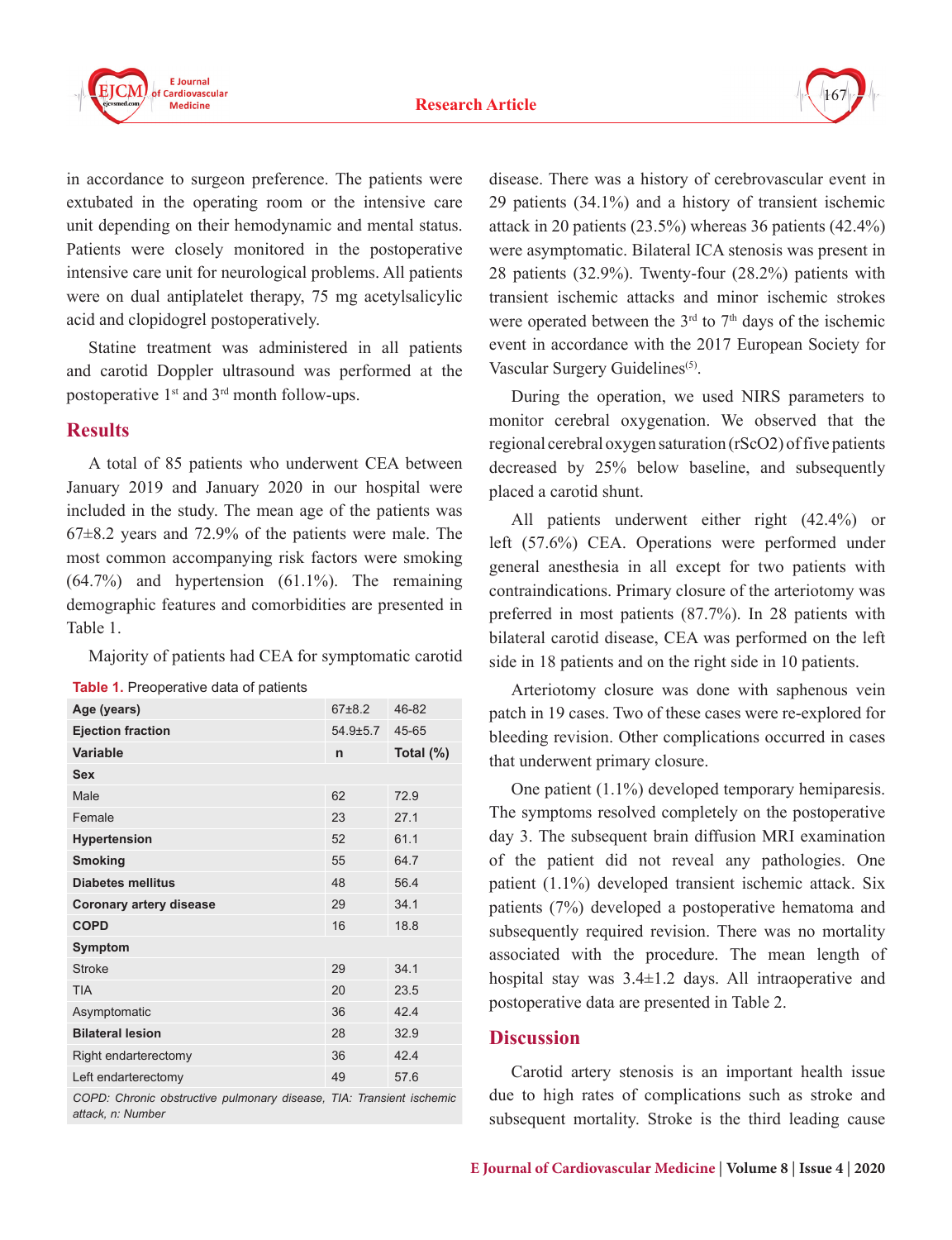in accordance to surgeon preference. The patients were extubated in the operating room or the intensive care unit depending on their hemodynamic and mental status. Patients were closely monitored in the postoperative intensive care unit for neurological problems. All patients were on dual antiplatelet therapy, 75 mg acetylsalicylic acid and clopidogrel postoperatively.

Statine treatment was administered in all patients and carotid Doppler ultrasound was performed at the postoperative 1st and 3rd month follow-ups.

## Results

A total of 85 patients who underwent CEA between January 2019 and January 2020 in our hospital were included in the study. The mean age of the patients was 67±8.2 years and 72.9% of the patients were male. The most common accompanying risk factors were smoking (64.7%) and hypertension (61.1%). The remaining demographic features and comorbidities are presented in Table 1.

Majority of patients had CEA for symptomatic carotid disease. There was a history of cerebrovascular event in 29 patients (34.1%) and a history of transient ischemic attack in 20 patients (23.5%) whereas 36 patients (42.4%) were asymptomatic. Bilateral ICA stenosis was present in 28 patients (32.9%). Twenty-four (28.2%) patients with transient ischemic attacks and minor ischemic strokes were operated between the 3rd to 7th days of the ischemic event in accordance with the 2017 European Society for Vascular Surgery Guidelines[5].

**Table 1.** Preoperative data of patients

| **Age (years)** | 67±8.2 | 46-82 |
|---|---|---|
| **Ejection fraction** | 54.9±5.7 | 45-65 |
| **Variable** | **n** | **Total (%)** |
| **Sex** | | |
| Male | 62 | 72.9 |
| Female | 23 | 27.1 |
| **Hypertension** | 52 | 61.1 |
| **Smoking** | 55 | 64.7 |
| **Diabetes mellitus** | 48 | 56.4 |
| **Coronary artery disease** | 29 | 34.1 |
| **COPD** | 16 | 18.8 |
| **Symptom** | | |
| Stroke | 29 | 34.1 |
| TIA | 20 | 23.5 |
| Asymptomatic | 36 | 42.4 |
| **Bilateral lesion** | 28 | 32.9 |
| Right endarterectomy | 36 | 42.4 |
| Left endarterectomy | 49 | 57.6 |

*COPD: Chronic obstructive pulmonary disease, TIA: Transient ischemic attack, n: Number*

During the operation, we used NIRS parameters to monitor cerebral oxygenation. We observed that the regional cerebral oxygen saturation (rScO2) of five patients decreased by 25% below baseline, and subsequently placed a carotid shunt.

All patients underwent either right (42.4%) or left (57.6%) CEA. Operations were performed under general anesthesia in all except for two patients with contraindications. Primary closure of the arteriotomy was preferred in most patients (87.7%). In 28 patients with bilateral carotid disease, CEA was performed on the left side in 18 patients and on the right side in 10 patients.

Arteriotomy closure was done with saphenous vein patch in 19 cases. Two of these cases were re-explored for bleeding revision. Other complications occurred in cases that underwent primary closure.

One patient (1.1%) developed temporary hemiparesis. The symptoms resolved completely on the postoperative day 3. The subsequent brain diffusion MRI examination of the patient did not reveal any pathologies. One patient (1.1%) developed transient ischemic attack. Six patients (7%) developed a postoperative hematoma and subsequently required revision. There was no mortality associated with the procedure. The mean length of hospital stay was 3.4±1.2 days. All intraoperative and postoperative data are presented in Table 2.

## Discussion

Carotid artery stenosis is an important health issue due to high rates of complications such as stroke and subsequent mortality. Stroke is the third leading cause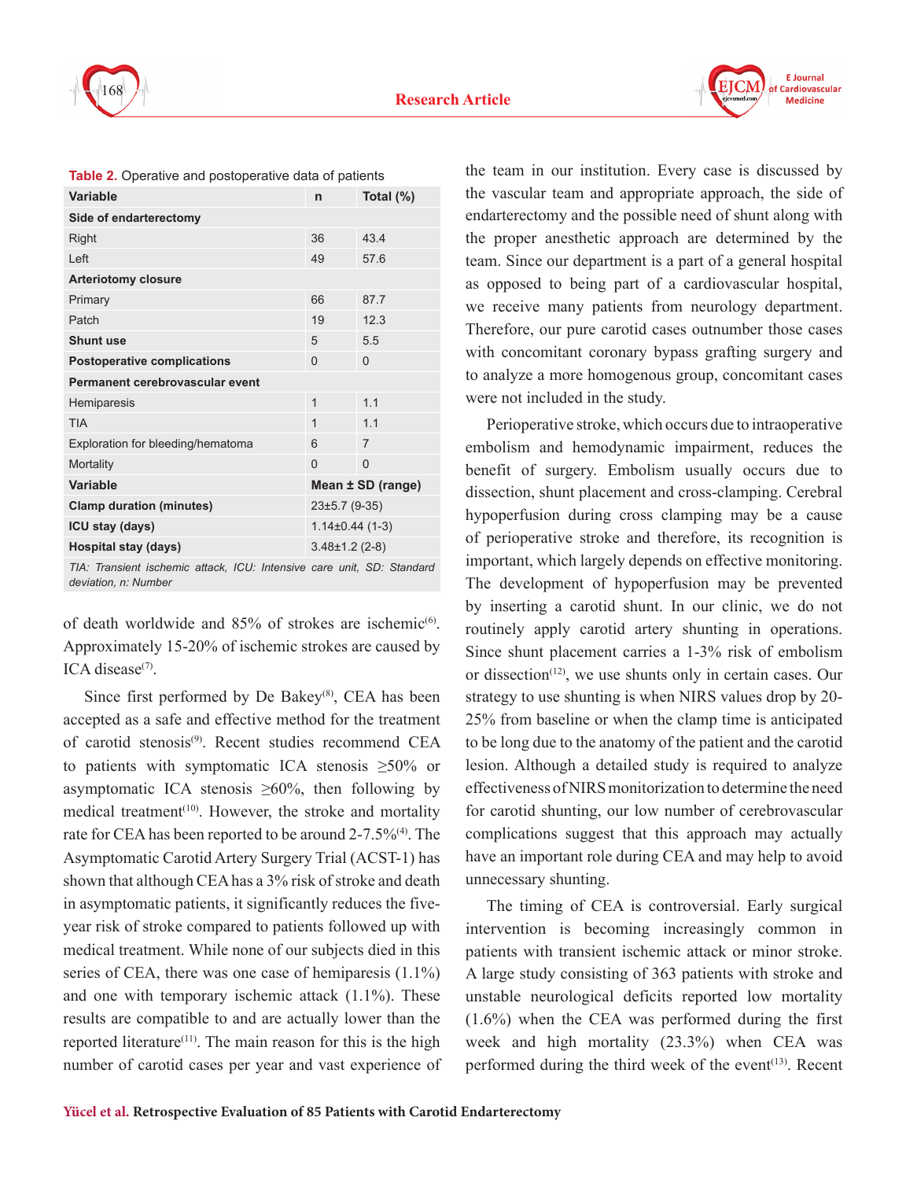**Table 2.** Operative and postoperative data of patients

| Variable | n | Total (%) |
|---|---|---|
| **Side of endarterectomy** | | |
| Right | 36 | 43.4 |
| Left | 49 | 57.6 |
| **Arteriotomy closure** | | |
| Primary | 66 | 87.7 |
| Patch | 19 | 12.3 |
| **Shunt use** | 5 | 5.5 |
| **Postoperative complications** | 0 | 0 |
| **Permanent cerebrovascular event** | | |
| Hemiparesis | 1 | 1.1 |
| TIA | 1 | 1.1 |
| Exploration for bleeding/hematoma | 6 | 7 |
| Mortality | 0 | 0 |
| **Variable** | **Mean ± SD (range)** | |
| **Clamp duration (minutes)** | 23±5.7 (9-35) | |
| **ICU stay (days)** | 1.14±0.44 (1-3) | |
| **Hospital stay (days)** | 3.48±1.2 (2-8) | |

*TIA: Transient ischemic attack, ICU: Intensive care unit, SD: Standard deviation, n: Number*

of death worldwide and 85% of strokes are ischemic[6]. Approximately 15-20% of ischemic strokes are caused by ICA disease[7].

Since first performed by De Bakey[8], CEA has been accepted as a safe and effective method for the treatment of carotid stenosis[9]. Recent studies recommend CEA to patients with symptomatic ICA stenosis ≥50% or asymptomatic ICA stenosis ≥60%, then following by medical treatment[10]. However, the stroke and mortality rate for CEA has been reported to be around 2-7.5%[4]. The Asymptomatic Carotid Artery Surgery Trial (ACST-1) has shown that although CEA has a 3% risk of stroke and death in asymptomatic patients, it significantly reduces the five-year risk of stroke compared to patients followed up with medical treatment. While none of our subjects died in this series of CEA, there was one case of hemiparesis (1.1%) and one with temporary ischemic attack (1.1%). These results are compatible to and are actually lower than the reported literature[11]. The main reason for this is the high number of carotid cases per year and vast experience of the team in our institution. Every case is discussed by the vascular team and appropriate approach, the side of endarterectomy and the possible need of shunt along with the proper anesthetic approach are determined by the team. Since our department is a part of a general hospital as opposed to being part of a cardiovascular hospital, we receive many patients from neurology department. Therefore, our pure carotid cases outnumber those cases with concomitant coronary bypass grafting surgery and to analyze a more homogenous group, concomitant cases were not included in the study.

Perioperative stroke, which occurs due to intraoperative embolism and hemodynamic impairment, reduces the benefit of surgery. Embolism usually occurs due to dissection, shunt placement and cross-clamping. Cerebral hypoperfusion during cross clamping may be a cause of perioperative stroke and therefore, its recognition is important, which largely depends on effective monitoring. The development of hypoperfusion may be prevented by inserting a carotid shunt. In our clinic, we do not routinely apply carotid artery shunting in operations. Since shunt placement carries a 1-3% risk of embolism or dissection[12], we use shunts only in certain cases. Our strategy to use shunting is when NIRS values drop by 20-25% from baseline or when the clamp time is anticipated to be long due to the anatomy of the patient and the carotid lesion. Although a detailed study is required to analyze effectiveness of NIRS monitorization to determine the need for carotid shunting, our low number of cerebrovascular complications suggest that this approach may actually have an important role during CEA and may help to avoid unnecessary shunting.

The timing of CEA is controversial. Early surgical intervention is becoming increasingly common in patients with transient ischemic attack or minor stroke. A large study consisting of 363 patients with stroke and unstable neurological deficits reported low mortality (1.6%) when the CEA was performed during the first week and high mortality (23.3%) when CEA was performed during the third week of the event[13]. Recent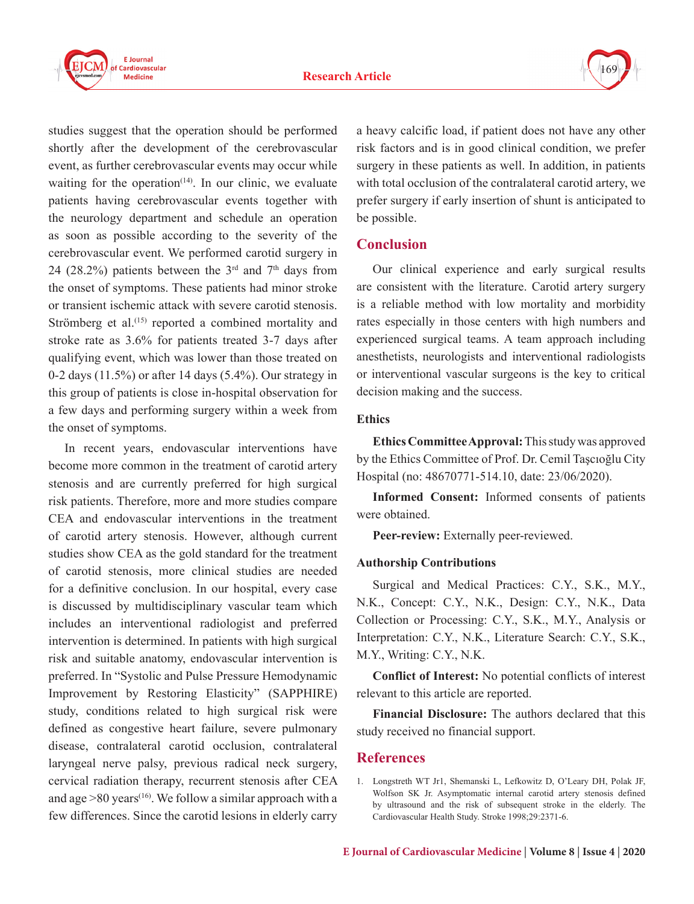studies suggest that the operation should be performed shortly after the development of the cerebrovascular event, as further cerebrovascular events may occur while waiting for the operation[14]. In our clinic, we evaluate patients having cerebrovascular events together with the neurology department and schedule an operation as soon as possible according to the severity of the cerebrovascular event. We performed carotid surgery in 24 (28.2%) patients between the 3rd and 7th days from the onset of symptoms. These patients had minor stroke or transient ischemic attack with severe carotid stenosis. Strömberg et al.[15] reported a combined mortality and stroke rate as 3.6% for patients treated 3-7 days after qualifying event, which was lower than those treated on 0-2 days (11.5%) or after 14 days (5.4%). Our strategy in this group of patients is close in-hospital observation for a few days and performing surgery within a week from the onset of symptoms.

In recent years, endovascular interventions have become more common in the treatment of carotid artery stenosis and are currently preferred for high surgical risk patients. Therefore, more and more studies compare CEA and endovascular interventions in the treatment of carotid artery stenosis. However, although current studies show CEA as the gold standard for the treatment of carotid stenosis, more clinical studies are needed for a definitive conclusion. In our hospital, every case is discussed by multidisciplinary vascular team which includes an interventional radiologist and preferred intervention is determined. In patients with high surgical risk and suitable anatomy, endovascular intervention is preferred. In "Systolic and Pulse Pressure Hemodynamic Improvement by Restoring Elasticity" (SAPPHIRE) study, conditions related to high surgical risk were defined as congestive heart failure, severe pulmonary disease, contralateral carotid occlusion, contralateral laryngeal nerve palsy, previous radical neck surgery, cervical radiation therapy, recurrent stenosis after CEA and age >80 years[16]. We follow a similar approach with a few differences. Since the carotid lesions in elderly carry a heavy calcific load, if patient does not have any other risk factors and is in good clinical condition, we prefer surgery in these patients as well. In addition, in patients with total occlusion of the contralateral carotid artery, we prefer surgery if early insertion of shunt is anticipated to be possible.

## Conclusion

Our clinical experience and early surgical results are consistent with the literature. Carotid artery surgery is a reliable method with low mortality and morbidity rates especially in those centers with high numbers and experienced surgical teams. A team approach including anesthetists, neurologists and interventional radiologists or interventional vascular surgeons is the key to critical decision making and the success.

### Ethics

**Ethics Committee Approval:** This study was approved by the Ethics Committee of Prof. Dr. Cemil Taşcıoğlu City Hospital (no: 48670771-514.10, date: 23/06/2020).

**Informed Consent:** Informed consents of patients were obtained.

**Peer-review:** Externally peer-reviewed.

### Authorship Contributions

Surgical and Medical Practices: C.Y., S.K., M.Y., N.K., Concept: C.Y., N.K., Design: C.Y., N.K., Data Collection or Processing: C.Y., S.K., M.Y., Analysis or Interpretation: C.Y., N.K., Literature Search: C.Y., S.K., M.Y., Writing: C.Y., N.K.

**Conflict of Interest:** No potential conflicts of interest relevant to this article are reported.

**Financial Disclosure:** The authors declared that this study received no financial support.

## References

1. Longstreth WT Jr1, Shemanski L, Lefkowitz D, O'Leary DH, Polak JF, Wolfson SK Jr. Asymptomatic internal carotid artery stenosis defined by ultrasound and the risk of subsequent stroke in the elderly. The Cardiovascular Health Study. Stroke 1998;29:2371-6.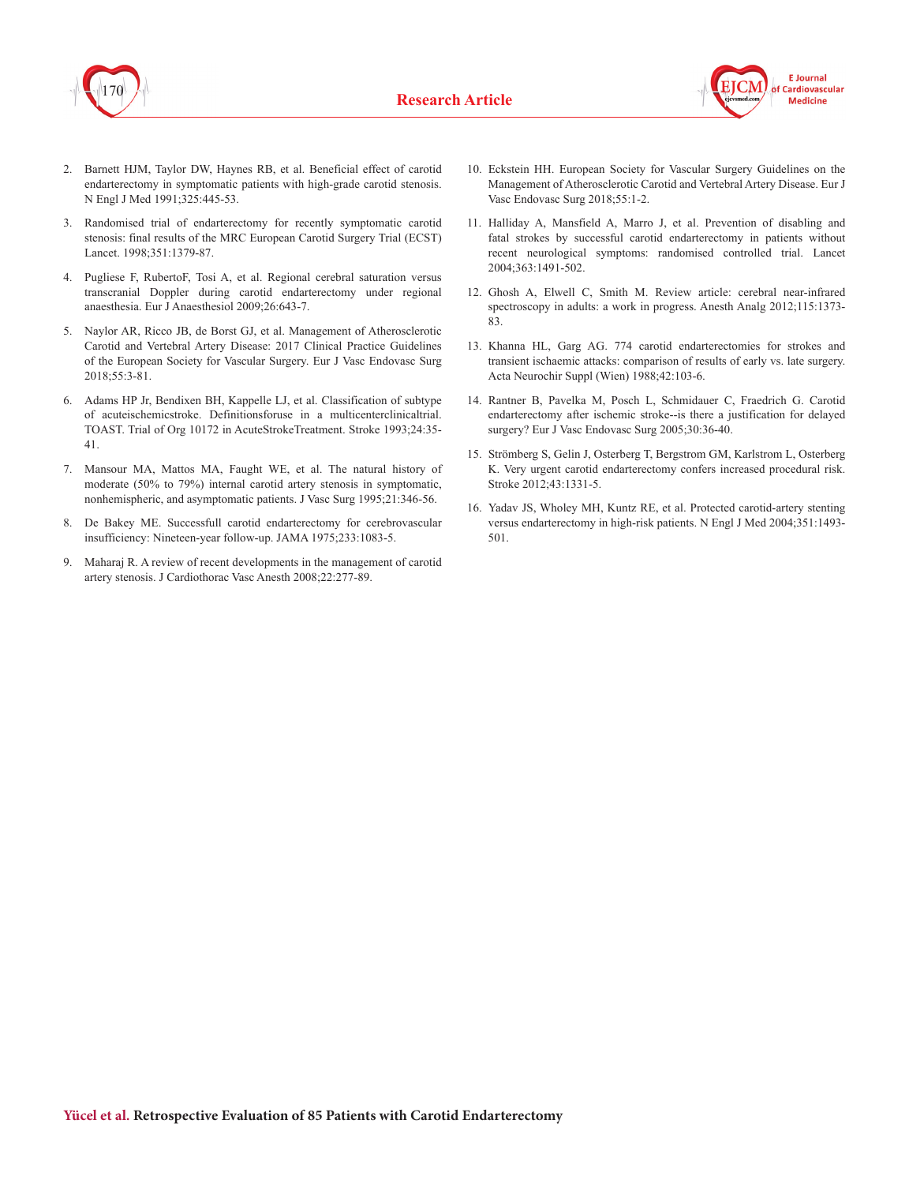2. Barnett HJM, Taylor DW, Haynes RB, et al. Beneficial effect of carotid endarterectomy in symptomatic patients with high-grade carotid stenosis. N Engl J Med 1991;325:445-53.

3. Randomised trial of endarterectomy for recently symptomatic carotid stenosis: final results of the MRC European Carotid Surgery Trial (ECST) Lancet. 1998;351:1379-87.

4. Pugliese F, RubertoF, Tosi A, et al. Regional cerebral saturation versus transcranial Doppler during carotid endarterectomy under regional anaesthesia. Eur J Anaesthesiol 2009;26:643-7.

5. Naylor AR, Ricco JB, de Borst GJ, et al. Management of Atherosclerotic Carotid and Vertebral Artery Disease: 2017 Clinical Practice Guidelines of the European Society for Vascular Surgery. Eur J Vasc Endovasc Surg 2018;55:3-81.

6. Adams HP Jr, Bendixen BH, Kappelle LJ, et al. Classification of subtype of acuteischemicstroke. Definitionsforuse in a multicenterclinicaltrial. TOAST. Trial of Org 10172 in AcuteStrokeTreatment. Stroke 1993;24:35-41.

7. Mansour MA, Mattos MA, Faught WE, et al. The natural history of moderate (50% to 79%) internal carotid artery stenosis in symptomatic, nonhemispheric, and asymptomatic patients. J Vasc Surg 1995;21:346-56.

8. De Bakey ME. Successfull carotid endarterectomy for cerebrovascular insufficiency: Nineteen-year follow-up. JAMA 1975;233:1083-5.

9. Maharaj R. A review of recent developments in the management of carotid artery stenosis. J Cardiothorac Vasc Anesth 2008;22:277-89.

10. Eckstein HH. European Society for Vascular Surgery Guidelines on the Management of Atherosclerotic Carotid and Vertebral Artery Disease. Eur J Vasc Endovasc Surg 2018;55:1-2.

11. Halliday A, Mansfield A, Marro J, et al. Prevention of disabling and fatal strokes by successful carotid endarterectomy in patients without recent neurological symptoms: randomised controlled trial. Lancet 2004;363:1491-502.

12. Ghosh A, Elwell C, Smith M. Review article: cerebral near-infrared spectroscopy in adults: a work in progress. Anesth Analg 2012;115:1373-83.

13. Khanna HL, Garg AG. 774 carotid endarterectomies for strokes and transient ischaemic attacks: comparison of results of early vs. late surgery. Acta Neurochir Suppl (Wien) 1988;42:103-6.

14. Rantner B, Pavelka M, Posch L, Schmidauer C, Fraedrich G. Carotid endarterectomy after ischemic stroke--is there a justification for delayed surgery? Eur J Vasc Endovasc Surg 2005;30:36-40.

15. Strömberg S, Gelin J, Osterberg T, Bergstrom GM, Karlstrom L, Osterberg K. Very urgent carotid endarterectomy confers increased procedural risk. Stroke 2012;43:1331-5.

16. Yadav JS, Wholey MH, Kuntz RE, et al. Protected carotid-artery stenting versus endarterectomy in high-risk patients. N Engl J Med 2004;351:1493-501.